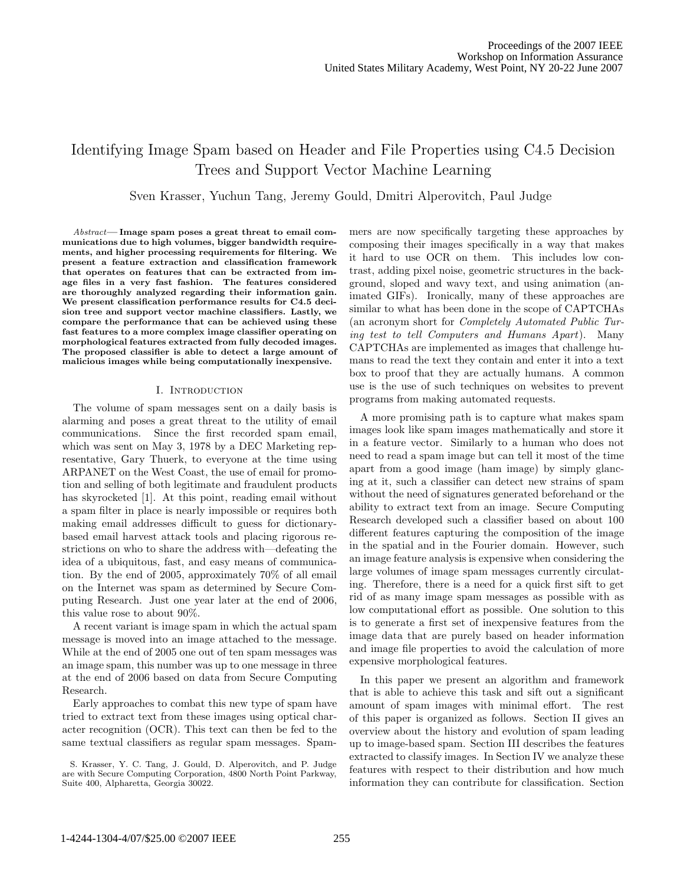# Identifying Image Spam based on Header and File Properties using C4.5 Decision Trees and Support Vector Machine Learning

Sven Krasser, Yuchun Tang, Jeremy Gould, Dmitri Alperovitch, Paul Judge

*Abstract*— **Image spam poses a great threat to email communications due to high volumes, bigger bandwidth requirements, and higher processing requirements for filtering. We present a feature extraction and classification framework that operates on features that can be extracted from image files in a very fast fashion. The features considered are thoroughly analyzed regarding their information gain. We present classification performance results for C4.5 decision tree and support vector machine classifiers. Lastly, we compare the performance that can be achieved using these fast features to a more complex image classifier operating on morphological features extracted from fully decoded images. The proposed classifier is able to detect a large amount of malicious images while being computationally inexpensive.**

## I. Introduction

The volume of spam messages sent on a daily basis is alarming and poses a great threat to the utility of email communications. Since the first recorded spam email, which was sent on May 3, 1978 by a DEC Marketing representative, Gary Thuerk, to everyone at the time using ARPANET on the West Coast, the use of email for promotion and selling of both legitimate and fraudulent products has skyrocketed [1]. At this point, reading email without a spam filter in place is nearly impossible or requires both making email addresses difficult to guess for dictionary-based email harvest attack tools and placing rigorous restrictions on who to share the address with—defeating the idea of a ubiquitous, fast, and easy means of communication. By the end of 2005, approximately 70% of all email on the Internet was spam as determined by Secure Computing Research. Just one year later at the end of 2006, this value rose to about 90%.

A recent variant is image spam in which the actual spam message is moved into an image attached to the message. While at the end of 2005 one out of ten spam messages was an image spam, this number was up to one message in three at the end of 2006 based on data from Secure Computing Research.

Early approaches to combat this new type of spam have tried to extract text from these images using optical character recognition (OCR). This text can then be fed to the same textual classifiers as regular spam messages. Spammers are now specifically targeting these approaches by composing their images specifically in a way that makes it hard to use OCR on them. This includes low contrast, adding pixel noise, geometric structures in the background, sloped and wavy text, and using animation (animated GIFs). Ironically, many of these approaches are similar to what has been done in the scope of CAPTCHAs (an acronym short for *Completely Automated Public Turing test to tell Computers and Humans Apart*). Many CAPTCHAs are implemented as images that challenge humans to read the text they contain and enter it into a text box to proof that they are actually humans. A common use is the use of such techniques on websites to prevent programs from making automated requests.

A more promising path is to capture what makes spam images look like spam images mathematically and store it in a feature vector. Similarly to a human who does not need to read a spam image but can tell it most of the time apart from a good image (ham image) by simply glancing at it, such a classifier can detect new strains of spam without the need of signatures generated beforehand or the ability to extract text from an image. Secure Computing Research developed such a classifier based on about 100 different features capturing the composition of the image in the spatial and in the Fourier domain. However, such an image feature analysis is expensive when considering the large volumes of image spam messages currently circulating. Therefore, there is a need for a quick first sift to get rid of as many image spam messages as possible with as low computational effort as possible. One solution to this is to generate a first set of inexpensive features from the image data that are purely based on header information and image file properties to avoid the calculation of more expensive morphological features.

In this paper we present an algorithm and framework that is able to achieve this task and sift out a significant amount of spam images with minimal effort. The rest of this paper is organized as follows. Section II gives an overview about the history and evolution of spam leading up to image-based spam. Section III describes the features extracted to classify images. In Section IV we analyze these features with respect to their distribution and how much information they can contribute for classification. Section

S. Krasser, Y. C. Tang, J. Gould, D. Alperovitch, and P. Judge are with Secure Computing Corporation, 4800 North Point Parkway, Suite 400, Alpharetta, Georgia 30022.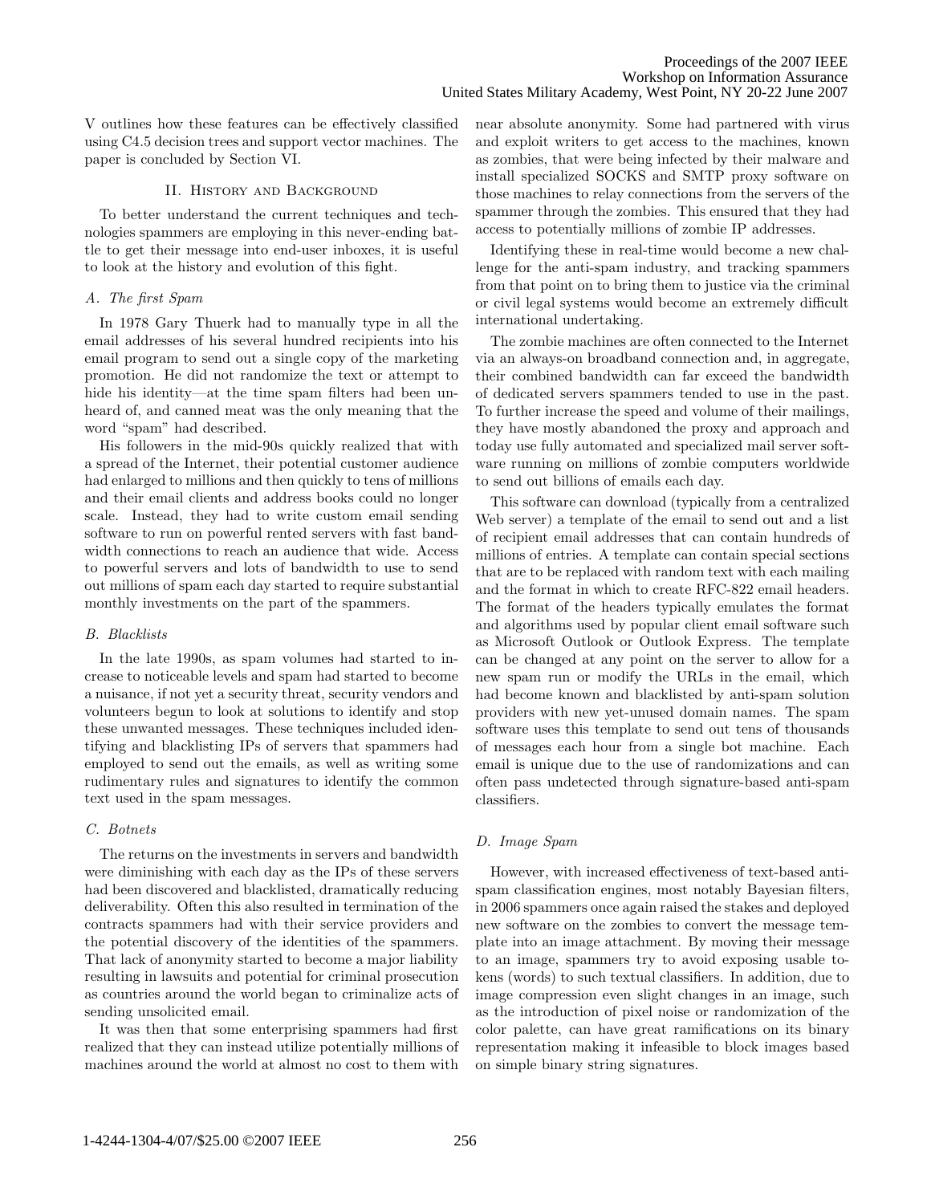V outlines how these features can be effectively classified using C4.5 decision trees and support vector machines. The paper is concluded by Section VI.

## II. History and Background

To better understand the current techniques and technologies spammers are employing in this never-ending battle to get their message into end-user inboxes, it is useful to look at the history and evolution of this fight.

### A. The first Spam

In 1978 Gary Thuerk had to manually type in all the email addresses of his several hundred recipients into his email program to send out a single copy of the marketing promotion. He did not randomize the text or attempt to hide his identity—at the time spam filters had been unheard of, and canned meat was the only meaning that the word "spam" had described.

His followers in the mid-90s quickly realized that with a spread of the Internet, their potential customer audience had enlarged to millions and then quickly to tens of millions and their email clients and address books could no longer scale. Instead, they had to write custom email sending software to run on powerful rented servers with fast bandwidth connections to reach an audience that wide. Access to powerful servers and lots of bandwidth to use to send out millions of spam each day started to require substantial monthly investments on the part of the spammers.

### B. Blacklists

In the late 1990s, as spam volumes had started to increase to noticeable levels and spam had started to become a nuisance, if not yet a security threat, security vendors and volunteers begun to look at solutions to identify and stop these unwanted messages. These techniques included identifying and blacklisting IPs of servers that spammers had employed to send out the emails, as well as writing some rudimentary rules and signatures to identify the common text used in the spam messages.

### C. Botnets

The returns on the investments in servers and bandwidth were diminishing with each day as the IPs of these servers had been discovered and blacklisted, dramatically reducing deliverability. Often this also resulted in termination of the contracts spammers had with their service providers and the potential discovery of the identities of the spammers. That lack of anonymity started to become a major liability resulting in lawsuits and potential for criminal prosecution as countries around the world began to criminalize acts of sending unsolicited email.

It was then that some enterprising spammers had first realized that they can instead utilize potentially millions of machines around the world at almost no cost to them with near absolute anonymity. Some had partnered with virus and exploit writers to get access to the machines, known as zombies, that were being infected by their malware and install specialized SOCKS and SMTP proxy software on those machines to relay connections from the servers of the spammer through the zombies. This ensured that they had access to potentially millions of zombie IP addresses.

Identifying these in real-time would become a new challenge for the anti-spam industry, and tracking spammers from that point on to bring them to justice via the criminal or civil legal systems would become an extremely difficult international undertaking.

The zombie machines are often connected to the Internet via an always-on broadband connection and, in aggregate, their combined bandwidth can far exceed the bandwidth of dedicated servers spammers tended to use in the past. To further increase the speed and volume of their mailings, they have mostly abandoned the proxy and approach and today use fully automated and specialized mail server software running on millions of zombie computers worldwide to send out billions of emails each day.

This software can download (typically from a centralized Web server) a template of the email to send out and a list of recipient email addresses that can contain hundreds of millions of entries. A template can contain special sections that are to be replaced with random text with each mailing and the format in which to create RFC-822 email headers. The format of the headers typically emulates the format and algorithms used by popular client email software such as Microsoft Outlook or Outlook Express. The template can be changed at any point on the server to allow for a new spam run or modify the URLs in the email, which had become known and blacklisted by anti-spam solution providers with new yet-unused domain names. The spam software uses this template to send out tens of thousands of messages each hour from a single bot machine. Each email is unique due to the use of randomizations and can often pass undetected through signature-based anti-spam classifiers.

### D. Image Spam

However, with increased effectiveness of text-based anti-spam classification engines, most notably Bayesian filters, in 2006 spammers once again raised the stakes and deployed new software on the zombies to convert the message template into an image attachment. By moving their message to an image, spammers try to avoid exposing usable tokens (words) to such textual classifiers. In addition, due to image compression even slight changes in an image, such as the introduction of pixel noise or randomization of the color palette, can have great ramifications on its binary representation making it infeasible to block images based on simple binary string signatures.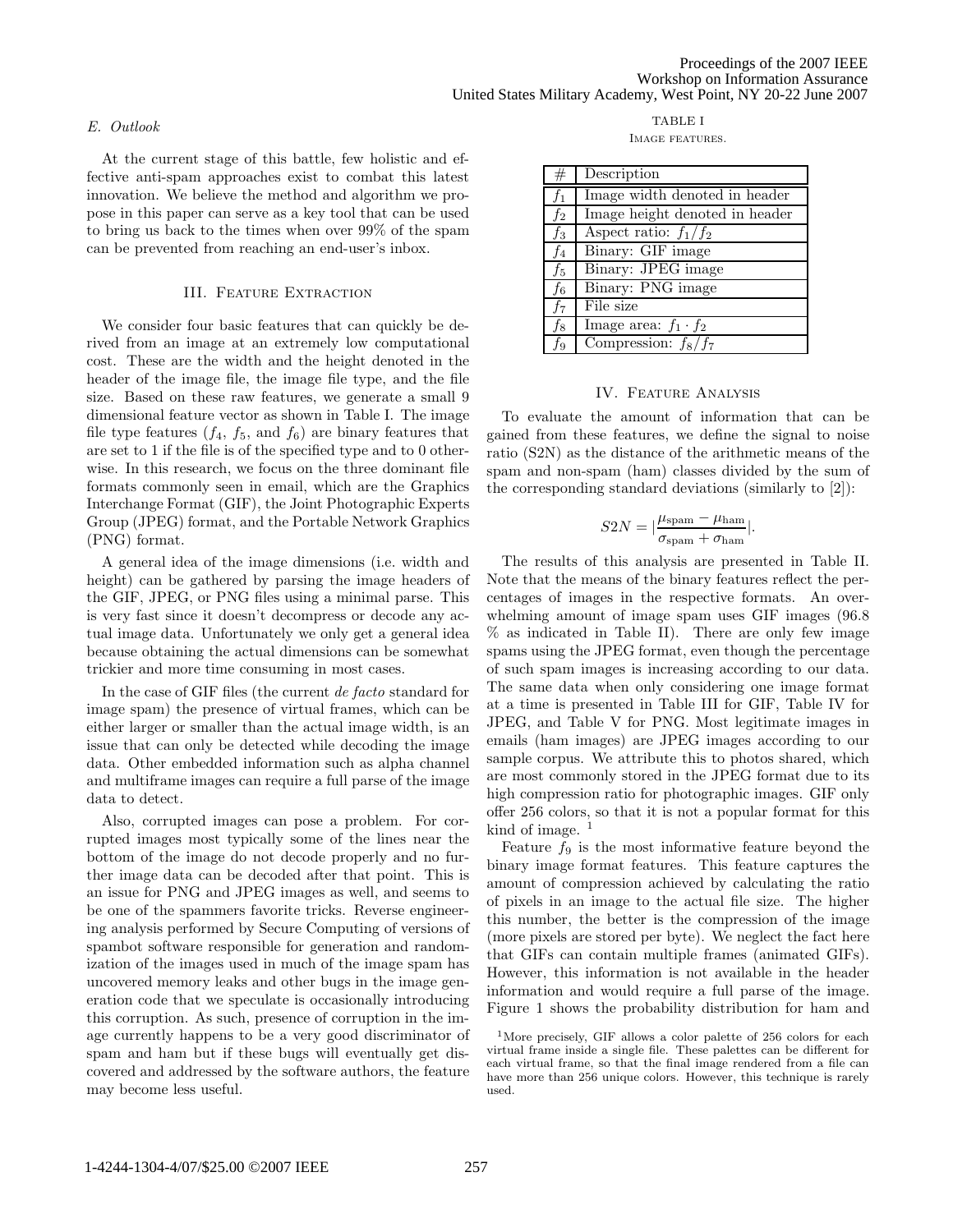### E. Outlook

At the current stage of this battle, few holistic and effective anti-spam approaches exist to combat this latest innovation. We believe the method and algorithm we propose in this paper can serve as a key tool that can be used to bring us back to the times when over 99% of the spam can be prevented from reaching an end-user's inbox.

## III. Feature Extraction

We consider four basic features that can quickly be derived from an image at an extremely low computational cost. These are the width and the height denoted in the header of the image file, the image file type, and the file size. Based on these raw features, we generate a small 9 dimensional feature vector as shown in Table I. The image file type features ($f_4$, $f_5$, and $f_6$) are binary features that are set to 1 if the file is of the specified type and to 0 otherwise. In this research, we focus on the three dominant file formats commonly seen in email, which are the Graphics Interchange Format (GIF), the Joint Photographic Experts Group (JPEG) format, and the Portable Network Graphics (PNG) format.

A general idea of the image dimensions (i.e. width and height) can be gathered by parsing the image headers of the GIF, JPEG, or PNG files using a minimal parse. This is very fast since it doesn't decompress or decode any actual image data. Unfortunately we only get a general idea because obtaining the actual dimensions can be somewhat trickier and more time consuming in most cases.

In the case of GIF files (the current *de facto* standard for image spam) the presence of virtual frames, which can be either larger or smaller than the actual image width, is an issue that can only be detected while decoding the image data. Other embedded information such as alpha channel and multiframe images can require a full parse of the image data to detect.

Also, corrupted images can pose a problem. For corrupted images most typically some of the lines near the bottom of the image do not decode properly and no further image data can be decoded after that point. This is an issue for PNG and JPEG images as well, and seems to be one of the spammers favorite tricks. Reverse engineering analysis performed by Secure Computing of versions of spambot software responsible for generation and randomization of the images used in much of the image spam has uncovered memory leaks and other bugs in the image generation code that we speculate is occasionally introducing this corruption. As such, presence of corruption in the image currently happens to be a very good discriminator of spam and ham but if these bugs will eventually get discovered and addressed by the software authors, the feature may become less useful.

TABLE I
Image features.

| # | Description |
|---|---|
| $f_1$ | Image width denoted in header |
| $f_2$ | Image height denoted in header |
| $f_3$ | Aspect ratio: $f_1/f_2$ |
| $f_4$ | Binary: GIF image |
| $f_5$ | Binary: JPEG image |
| $f_6$ | Binary: PNG image |
| $f_7$ | File size |
| $f_8$ | Image area: $f_1 \cdot f_2$ |
| $f_9$ | Compression: $f_8/f_7$ |

## IV. Feature Analysis

To evaluate the amount of information that can be gained from these features, we define the signal to noise ratio (S2N) as the distance of the arithmetic means of the spam and non-spam (ham) classes divided by the sum of the corresponding standard deviations (similarly to [2]):

$$S2N = \left|\frac{\mu_{\text{spam}} - \mu_{\text{ham}}}{\sigma_{\text{spam}} + \sigma_{\text{ham}}}\right|.$$

The results of this analysis are presented in Table II. Note that the means of the binary features reflect the percentages of images in the respective formats. An overwhelming amount of image spam uses GIF images (96.8 % as indicated in Table II). There are only few image spams using the JPEG format, even though the percentage of such spam images is increasing according to our data. The same data when only considering one image format at a time is presented in Table III for GIF, Table IV for JPEG, and Table V for PNG. Most legitimate images in emails (ham images) are JPEG images according to our sample corpus. We attribute this to photos shared, which are most commonly stored in the JPEG format due to its high compression ratio for photographic images. GIF only offer 256 colors, so that it is not a popular format for this kind of image. [1]

Feature $f_9$ is the most informative feature beyond the binary image format features. This feature captures the amount of compression achieved by calculating the ratio of pixels in an image to the actual file size. The higher this number, the better is the compression of the image (more pixels are stored per byte). We neglect the fact here that GIFs can contain multiple frames (animated GIFs). However, this information is not available in the header information and would require a full parse of the image. Figure 1 shows the probability distribution for ham and

[1] More precisely, GIF allows a color palette of 256 colors for each virtual frame inside a single file. These palettes can be different for each virtual frame, so that the final image rendered from a file can have more than 256 unique colors. However, this technique is rarely used.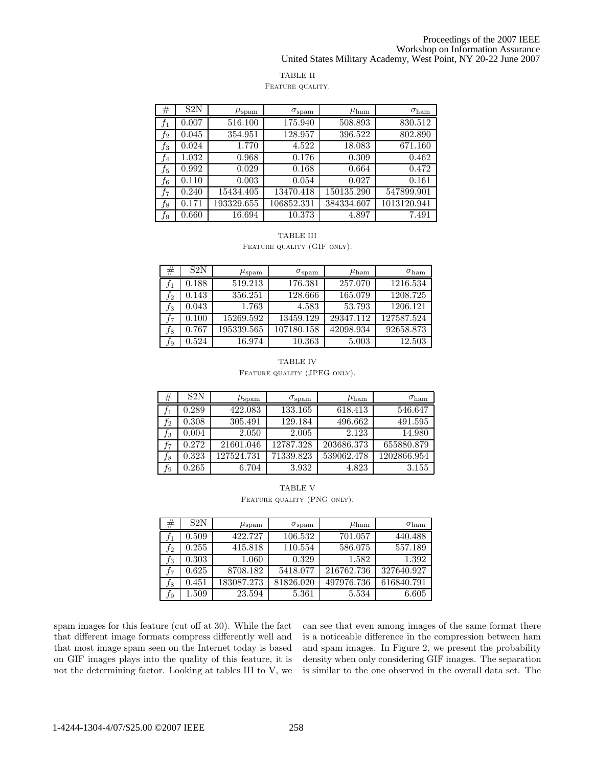TABLE II
FEATURE QUALITY.

| # | S2N | $\mu_{\text{spam}}$ | $\sigma_{\text{spam}}$ | $\mu_{\text{ham}}$ | $\sigma_{\text{ham}}$ |
|---|---|---|---|---|---|
| $f_1$ | 0.007 | 516.100 | 175.940 | 508.893 | 830.512 |
| $f_2$ | 0.045 | 354.951 | 128.957 | 396.522 | 802.890 |
| $f_3$ | 0.024 | 1.770 | 4.522 | 18.083 | 671.160 |
| $f_4$ | 1.032 | 0.968 | 0.176 | 0.309 | 0.462 |
| $f_5$ | 0.992 | 0.029 | 0.168 | 0.664 | 0.472 |
| $f_6$ | 0.110 | 0.003 | 0.054 | 0.027 | 0.161 |
| $f_7$ | 0.240 | 15434.405 | 13470.418 | 150135.290 | 547899.901 |
| $f_8$ | 0.171 | 193329.655 | 106852.331 | 384334.607 | 1013120.941 |
| $f_9$ | 0.660 | 16.694 | 10.373 | 4.897 | 7.491 |

TABLE III
FEATURE QUALITY (GIF ONLY).

| # | S2N | $\mu_{\text{spam}}$ | $\sigma_{\text{spam}}$ | $\mu_{\text{ham}}$ | $\sigma_{\text{ham}}$ |
|---|---|---|---|---|---|
| $f_1$ | 0.188 | 519.213 | 176.381 | 257.070 | 1216.534 |
| $f_2$ | 0.143 | 356.251 | 128.666 | 165.079 | 1208.725 |
| $f_3$ | 0.043 | 1.763 | 4.583 | 53.793 | 1206.121 |
| $f_7$ | 0.100 | 15269.592 | 13459.129 | 29347.112 | 127587.524 |
| $f_8$ | 0.767 | 195339.565 | 107180.158 | 42098.934 | 92658.873 |
| $f_9$ | 0.524 | 16.974 | 10.363 | 5.003 | 12.503 |

TABLE IV
FEATURE QUALITY (JPEG ONLY).

| # | S2N | $\mu_{\text{spam}}$ | $\sigma_{\text{spam}}$ | $\mu_{\text{ham}}$ | $\sigma_{\text{ham}}$ |
|---|---|---|---|---|---|
| $f_1$ | 0.289 | 422.083 | 133.165 | 618.413 | 546.647 |
| $f_2$ | 0.308 | 305.491 | 129.184 | 496.662 | 491.595 |
| $f_3$ | 0.004 | 2.050 | 2.005 | 2.123 | 14.980 |
| $f_7$ | 0.272 | 21601.046 | 12787.328 | 203686.373 | 655880.879 |
| $f_8$ | 0.323 | 127524.731 | 71339.823 | 539062.478 | 1202866.954 |
| $f_9$ | 0.265 | 6.704 | 3.932 | 4.823 | 3.155 |

TABLE V
FEATURE QUALITY (PNG ONLY).

| # | S2N | $\mu_{\text{spam}}$ | $\sigma_{\text{spam}}$ | $\mu_{\text{ham}}$ | $\sigma_{\text{ham}}$ |
|---|---|---|---|---|---|
| $f_1$ | 0.509 | 422.727 | 106.532 | 701.057 | 440.488 |
| $f_2$ | 0.255 | 415.818 | 110.554 | 586.075 | 557.189 |
| $f_3$ | 0.303 | 1.060 | 0.329 | 1.582 | 1.392 |
| $f_7$ | 0.625 | 8708.182 | 5418.077 | 216762.736 | 327640.927 |
| $f_8$ | 0.451 | 183087.273 | 81826.020 | 497976.736 | 616840.791 |
| $f_9$ | 1.509 | 23.594 | 5.361 | 5.534 | 6.605 |

spam images for this feature (cut off at 30). While the fact that different image formats compress differently well and that most image spam seen on the Internet today is based on GIF images plays into the quality of this feature, it is not the determining factor. Looking at tables III to V, we can see that even among images of the same format there is a noticeable difference in the compression between ham and spam images. In Figure 2, we present the probability density when only considering GIF images. The separation is similar to the one observed in the overall data set. The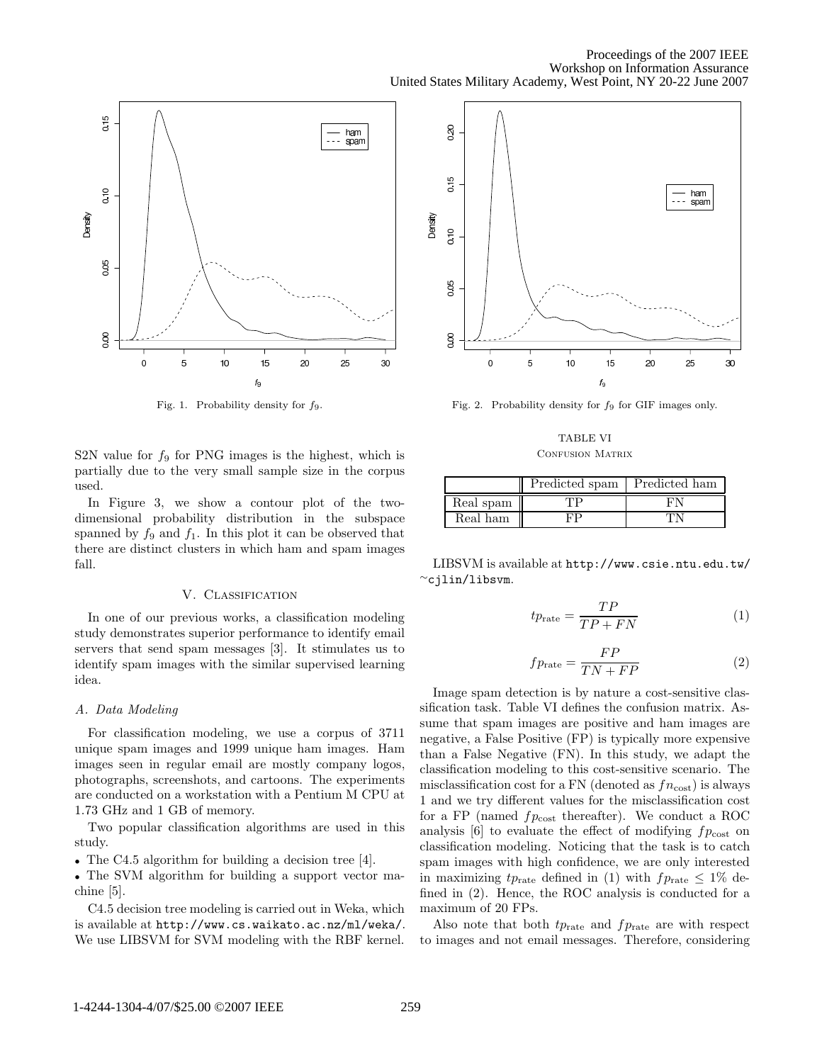Fig. 1. Probability density for $f_9$.

Fig. 2. Probability density for $f_9$ for GIF images only.

S2N value for $f_9$ for PNG images is the highest, which is partially due to the very small sample size in the corpus used.

In Figure 3, we show a contour plot of the two-dimensional probability distribution in the subspace spanned by $f_9$ and $f_1$. In this plot it can be observed that there are distinct clusters in which ham and spam images fall.

## V. Classification

In one of our previous works, a classification modeling study demonstrates superior performance to identify email servers that send spam messages [3]. It stimulates us to identify spam images with the similar supervised learning idea.

### A. Data Modeling

For classification modeling, we use a corpus of 3711 unique spam images and 1999 unique ham images. Ham images seen in regular email are mostly company logos, photographs, screenshots, and cartoons. The experiments are conducted on a workstation with a Pentium M CPU at 1.73 GHz and 1 GB of memory.

Two popular classification algorithms are used in this study.

- The C4.5 algorithm for building a decision tree [4].
- The SVM algorithm for building a support vector machine [5].

C4.5 decision tree modeling is carried out in Weka, which is available at http://www.cs.waikato.ac.nz/ml/weka/. We use LIBSVM for SVM modeling with the RBF kernel. LIBSVM is available at http://www.csie.ntu.edu.tw/~cjlin/libsvm.

TABLE VI
Confusion Matrix

| | Predicted spam | Predicted ham |
|---|---|---|
| Real spam | TP | FN |
| Real ham | FP | TN |

$$tp_{\text{rate}} = \frac{TP}{TP + FN} \quad (1)$$

$$fp_{\text{rate}} = \frac{FP}{TN + FP} \quad (2)$$

Image spam detection is by nature a cost-sensitive classification task. Table VI defines the confusion matrix. Assume that spam images are positive and ham images are negative, a False Positive (FP) is typically more expensive than a False Negative (FN). In this study, we adapt the classification modeling to this cost-sensitive scenario. The misclassification cost for a FN (denoted as $fn_{\text{cost}}$) is always 1 and we try different values for the misclassification cost for a FP (named $fp_{\text{cost}}$ thereafter). We conduct a ROC analysis [6] to evaluate the effect of modifying $fp_{\text{cost}}$ on classification modeling. Noticing that the task is to catch spam images with high confidence, we are only interested in maximizing $tp_{\text{rate}}$ defined in (1) with $fp_{\text{rate}} \leq 1\%$ defined in (2). Hence, the ROC analysis is conducted for a maximum of 20 FPs.

Also note that both $tp_{\text{rate}}$ and $fp_{\text{rate}}$ are with respect to images and not email messages. Therefore, considering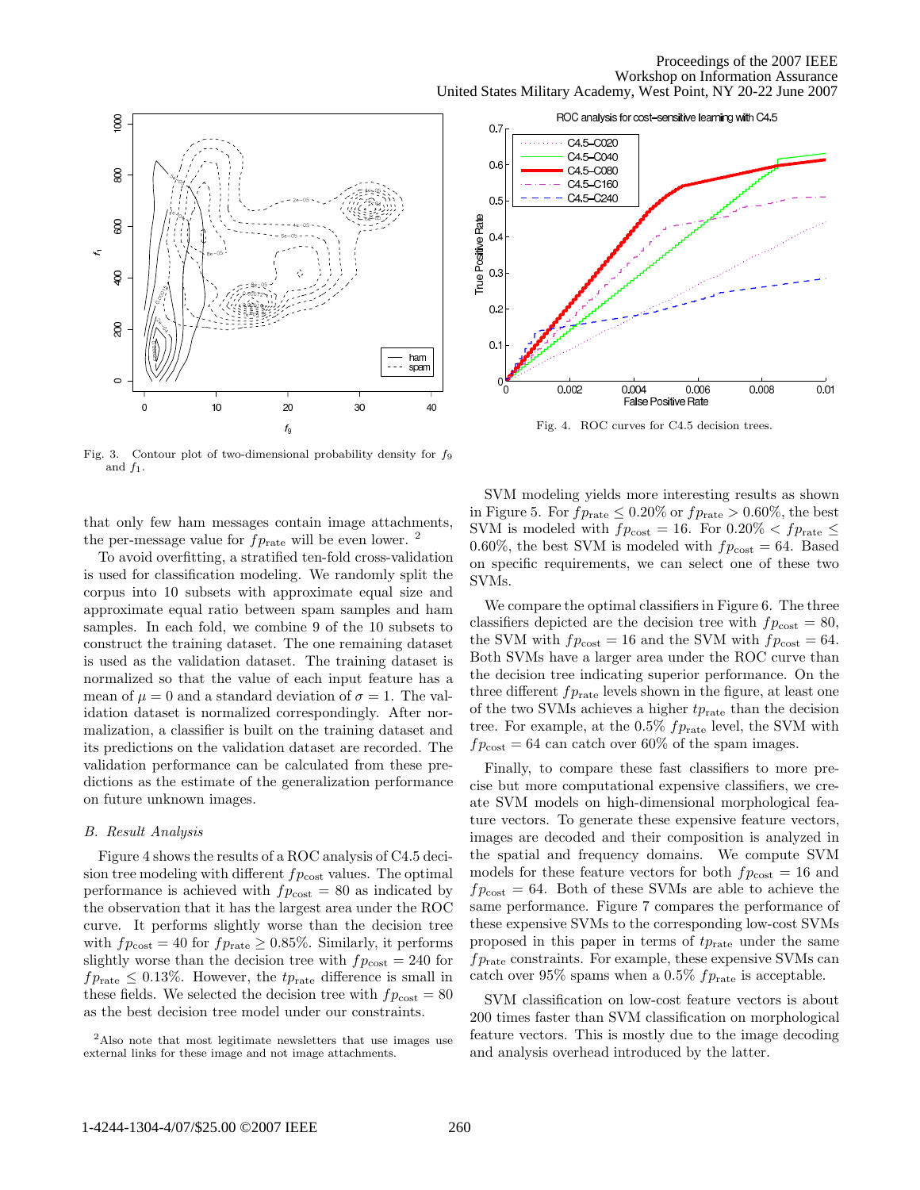Fig. 3. Contour plot of two-dimensional probability density for $f_9$ and $f_1$.

Fig. 4. ROC curves for C4.5 decision trees.

that only few ham messages contain image attachments, the per-message value for $fp_{\text{rate}}$ will be even lower. [2]

To avoid overfitting, a stratified ten-fold cross-validation is used for classification modeling. We randomly split the corpus into 10 subsets with approximate equal size and approximate equal ratio between spam samples and ham samples. In each fold, we combine 9 of the 10 subsets to construct the training dataset. The one remaining dataset is used as the validation dataset. The training dataset is normalized so that the value of each input feature has a mean of $\mu = 0$ and a standard deviation of $\sigma = 1$. The validation dataset is normalized correspondingly. After normalization, a classifier is built on the training dataset and its predictions on the validation dataset are recorded. The validation performance can be calculated from these predictions as the estimate of the generalization performance on future unknown images.

### *B. Result Analysis*

Figure 4 shows the results of a ROC analysis of C4.5 decision tree modeling with different $fp_{\text{cost}}$ values. The optimal performance is achieved with $fp_{\text{cost}} = 80$ as indicated by the observation that it has the largest area under the ROC curve. It performs slightly worse than the decision tree with $fp_{\text{cost}} = 40$ for $fp_{\text{rate}} \geq 0.85\%$. Similarly, it performs slightly worse than the decision tree with $fp_{\text{cost}} = 240$ for $fp_{\text{rate}} \leq 0.13\%$. However, the $tp_{\text{rate}}$ difference is small in these fields. We selected the decision tree with $fp_{\text{cost}} = 80$ as the best decision tree model under our constraints.

[2] Also note that most legitimate newsletters that use images use external links for these image and not image attachments.

SVM modeling yields more interesting results as shown in Figure 5. For $fp_{\text{rate}} \leq 0.20\%$ or $fp_{\text{rate}} > 0.60\%$, the best SVM is modeled with $fp_{\text{cost}} = 16$. For $0.20\% < fp_{\text{rate}} \leq 0.60\%$, the best SVM is modeled with $fp_{\text{cost}} = 64$. Based on specific requirements, we can select one of these two SVMs.

We compare the optimal classifiers in Figure 6. The three classifiers depicted are the decision tree with $fp_{\text{cost}} = 80$, the SVM with $fp_{\text{cost}} = 16$ and the SVM with $fp_{\text{cost}} = 64$. Both SVMs have a larger area under the ROC curve than the decision tree indicating superior performance. On the three different $fp_{\text{rate}}$ levels shown in the figure, at least one of the two SVMs achieves a higher $tp_{\text{rate}}$ than the decision tree. For example, at the 0.5% $fp_{\text{rate}}$ level, the SVM with $fp_{\text{cost}} = 64$ can catch over 60% of the spam images.

Finally, to compare these fast classifiers to more precise but more computational expensive classifiers, we create SVM models on high-dimensional morphological feature vectors. To generate these expensive feature vectors, images are decoded and their composition is analyzed in the spatial and frequency domains. We compute SVM models for these feature vectors for both $fp_{\text{cost}} = 16$ and $fp_{\text{cost}} = 64$. Both of these SVMs are able to achieve the same performance. Figure 7 compares the performance of these expensive SVMs to the corresponding low-cost SVMs proposed in this paper in terms of $tp_{\text{rate}}$ under the same $fp_{\text{rate}}$ constraints. For example, these expensive SVMs can catch over 95% spams when a 0.5% $fp_{\text{rate}}$ is acceptable.

SVM classification on low-cost feature vectors is about 200 times faster than SVM classification on morphological feature vectors. This is mostly due to the image decoding and analysis overhead introduced by the latter.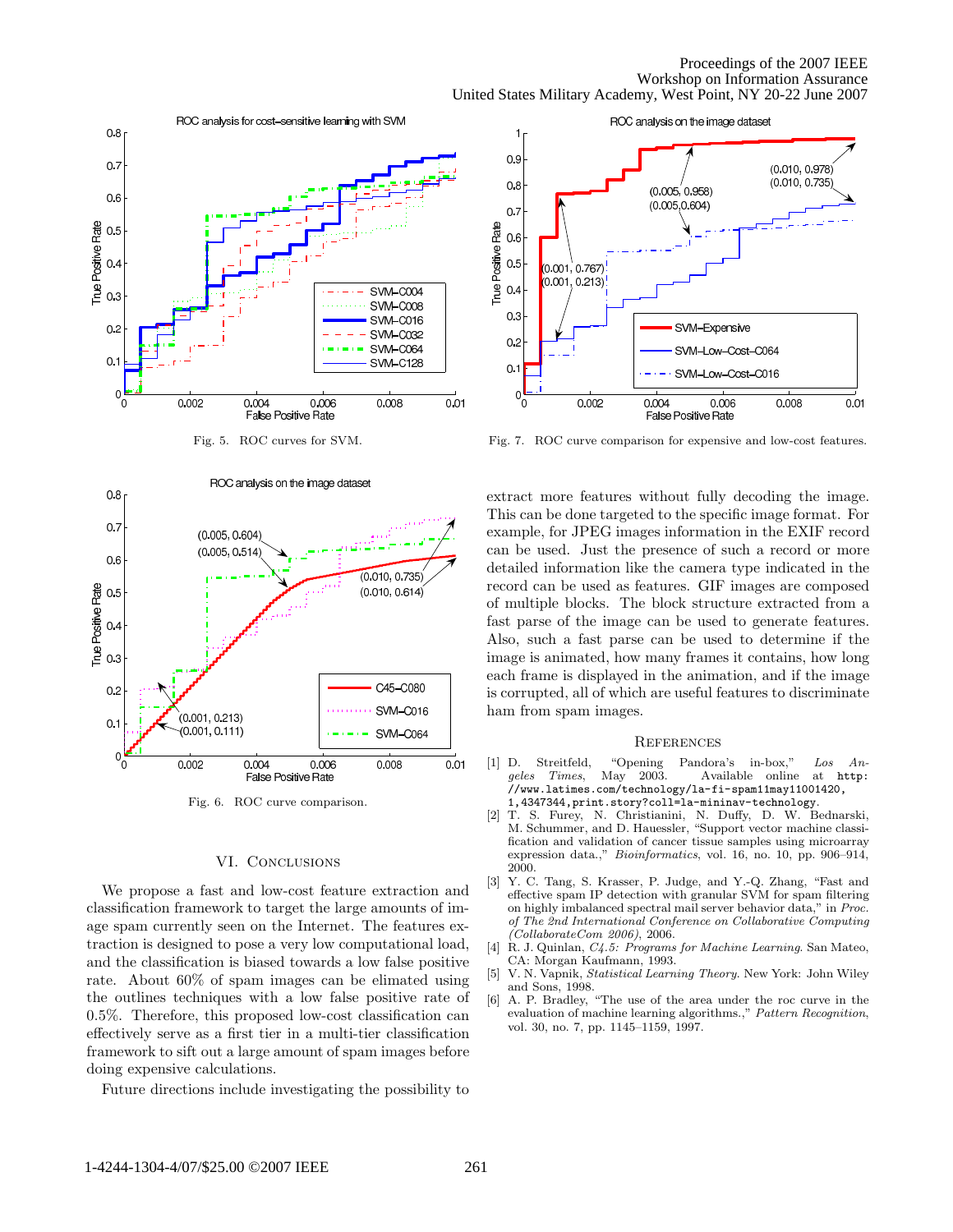ROC analysis for cost-sensitive learning with SVM

0.8
0.7
0.6
0.5
0.4
0.3
0.2
0.1
0

True Positive Rate

0
0.002
0.004
0.006
0.008
0.01

False Positive Rate

SVM-C004
SVM-C008
SVM-C016
SVM-C032
SVM-C064
SVM-C128

Fig. 5. ROC curves for SVM.

ROC analysis on the image dataset

1
0.9
0.8
0.7
0.6
0.5
0.4
0.3
0.2
0.1
0

True Positive Rate

0
0.002
0.004
0.006
0.008
0.01

False Positive Rate

(0.010, 0.978)
(0.010, 0.735)
(0.005, 0.958)
(0.005,0.604)
(0.001, 0.767)
(0.001, 0.213)

SVM-Expensive
SVM-Low-Cost-C064
SVM-Low-Cost-C016

Fig. 7. ROC curve comparison for expensive and low-cost features.

ROC analysis on the image dataset

0.8
0.7
0.6
0.5
0.4
0.3
0.2
0.1
0

True Positive Rate

0
0.002
0.004
0.006
0.008
0.01

False Positive Rate

(0.005, 0.604)
(0.005, 0.514)
(0.010, 0.735)
(0.010, 0.614)
(0.001, 0.213)
(0.001, 0.111)

C45-C080
SVM-C016
SVM-C064

Fig. 6. ROC curve comparison.

## VI. Conclusions

We propose a fast and low-cost feature extraction and classification framework to target the large amounts of image spam currently seen on the Internet. The features extraction is designed to pose a very low computational load, and the classification is biased towards a low false positive rate. About 60% of spam images can be elimated using the outlines techniques with a low false positive rate of 0.5%. Therefore, this proposed low-cost classification can effectively serve as a first tier in a multi-tier classification framework to sift out a large amount of spam images before doing expensive calculations.

Future directions include investigating the possibility to extract more features without fully decoding the image. This can be done targeted to the specific image format. For example, for JPEG images information in the EXIF record can be used. Just the presence of such a record or more detailed information like the camera type indicated in the record can be used as features. GIF images are composed of multiple blocks. The block structure extracted from a fast parse of the image can be used to generate features. Also, such a fast parse can be used to determine if the image is animated, how many frames it contains, how long each frame is displayed in the animation, and if the image is corrupted, all of which are useful features to discriminate ham from spam images.

## References

[1] D. Streitfeld, "Opening Pandora's in-box," *Los Angeles Times*, May 2003. Available online at `http://www.latimes.com/technology/la-fi-spam11may11001420,1,4347344,print.story?coll=la-mininav-technology`.

[2] T. S. Furey, N. Christianini, N. Duffy, D. W. Bednarski, M. Schummer, and D. Hauessler, "Support vector machine classification and validation of cancer tissue samples using microarray expression data.," *Bioinformatics*, vol. 16, no. 10, pp. 906–914, 2000.

[3] Y. C. Tang, S. Krasser, P. Judge, and Y.-Q. Zhang, "Fast and effective spam IP detection with granular SVM for spam filtering on highly imbalanced spectral mail server behavior data," in *Proc. of The 2nd International Conference on Collaborative Computing (CollaborateCom 2006)*, 2006.

[4] R. J. Quinlan, *C4.5: Programs for Machine Learning*. San Mateo, CA: Morgan Kaufmann, 1993.

[5] V. N. Vapnik, *Statistical Learning Theory*. New York: John Wiley and Sons, 1998.

[6] A. P. Bradley, "The use of the area under the roc curve in the evaluation of machine learning algorithms.," *Pattern Recognition*, vol. 30, no. 7, pp. 1145–1159, 1997.